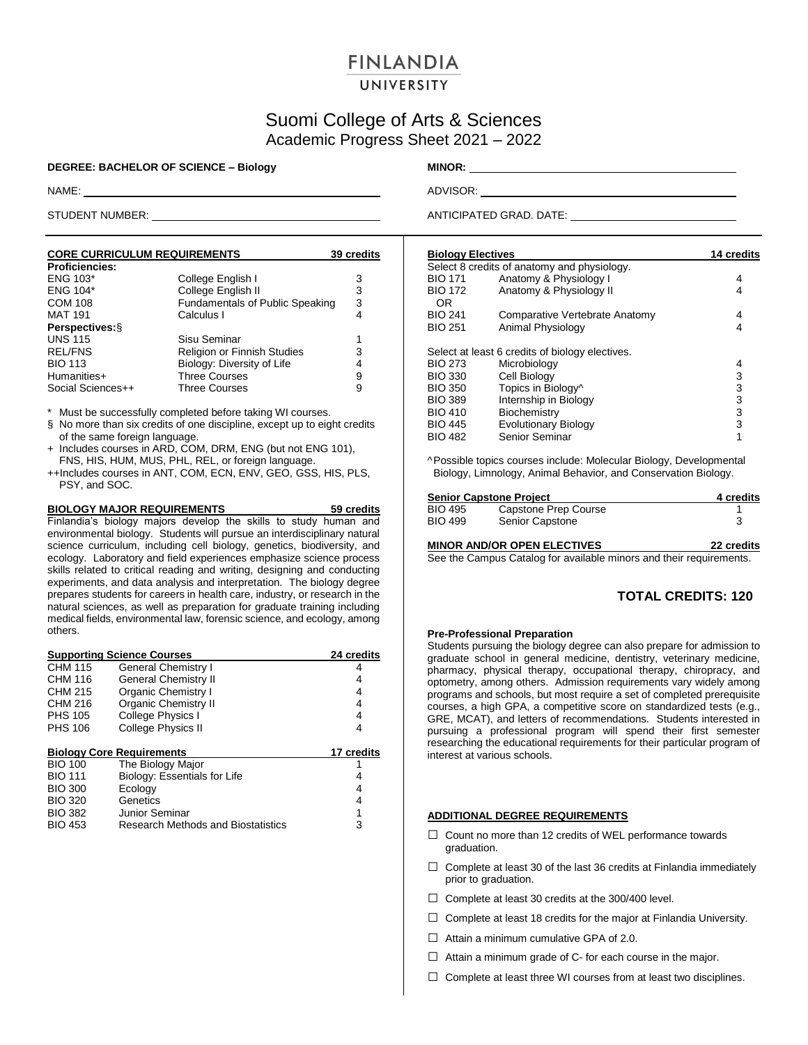# FINLANDIA UNIVERSITY

## Suomi College of Arts & Sciences
Academic Progress Sheet 2021 – 2022

**DEGREE: BACHELOR OF SCIENCE – Biology**

NAME: ____________________

STUDENT NUMBER: ____________________

**MINOR:** ____________________

ADVISOR: ____________________

ANTICIPATED GRAD. DATE: ____________________

### CORE CURRICULUM REQUIREMENTS — 39 credits

| | | |
|---|---|---|
| **Proficiencies:** | | |
| ENG 103* | College English I | 3 |
| ENG 104* | College English II | 3 |
| COM 108 | Fundamentals of Public Speaking | 3 |
| MAT 191 | Calculus I | 4 |
| **Perspectives:**§ | | |
| UNS 115 | Sisu Seminar | 1 |
| REL/FNS | Religion or Finnish Studies | 3 |
| BIO 113 | Biology: Diversity of Life | 4 |
| Humanities+ | Three Courses | 9 |
| Social Sciences++ | Three Courses | 9 |

\* Must be successfully completed before taking WI courses.

§ No more than six credits of one discipline, except up to eight credits of the same foreign language.

\+ Includes courses in ARD, COM, DRM, ENG (but not ENG 101), FNS, HIS, HUM, MUS, PHL, REL, or foreign language.

++Includes courses in ANT, COM, ECN, ENV, GEO, GSS, HIS, PLS, PSY, and SOC.

### BIOLOGY MAJOR REQUIREMENTS — 59 credits

Finlandia's biology majors develop the skills to study human and environmental biology. Students will pursue an interdisciplinary natural science curriculum, including cell biology, genetics, biodiversity, and ecology. Laboratory and field experiences emphasize science process skills related to critical reading and writing, designing and conducting experiments, and data analysis and interpretation. The biology degree prepares students for careers in health care, industry, or research in the natural sciences, as well as preparation for graduate training including medical fields, environmental law, forensic science, and ecology, among others.

#### Supporting Science Courses — 24 credits

| | | |
|---|---|---|
| CHM 115 | General Chemistry I | 4 |
| CHM 116 | General Chemistry II | 4 |
| CHM 215 | Organic Chemistry I | 4 |
| CHM 216 | Organic Chemistry II | 4 |
| PHS 105 | College Physics I | 4 |
| PHS 106 | College Physics II | 4 |

#### Biology Core Requirements — 17 credits

| | | |
|---|---|---|
| BIO 100 | The Biology Major | 1 |
| BIO 111 | Biology: Essentials for Life | 4 |
| BIO 300 | Ecology | 4 |
| BIO 320 | Genetics | 4 |
| BIO 382 | Junior Seminar | 1 |
| BIO 453 | Research Methods and Biostatistics | 3 |

#### Biology Electives — 14 credits

Select 8 credits of anatomy and physiology.

| | | |
|---|---|---|
| BIO 171 | Anatomy & Physiology I | 4 |
| BIO 172 | Anatomy & Physiology II | 4 |
| OR | | |
| BIO 241 | Comparative Vertebrate Anatomy | 4 |
| BIO 251 | Animal Physiology | 4 |

Select at least 6 credits of biology electives.

| | | |
|---|---|---|
| BIO 273 | Microbiology | 4 |
| BIO 330 | Cell Biology | 3 |
| BIO 350 | Topics in Biology^ | 3 |
| BIO 389 | Internship in Biology | 3 |
| BIO 410 | Biochemistry | 3 |
| BIO 445 | Evolutionary Biology | 3 |
| BIO 482 | Senior Seminar | 1 |

^Possible topics courses include: Molecular Biology, Developmental Biology, Limnology, Animal Behavior, and Conservation Biology.

#### Senior Capstone Project — 4 credits

| | | |
|---|---|---|
| BIO 495 | Capstone Prep Course | 1 |
| BIO 499 | Senior Capstone | 3 |

### MINOR AND/OR OPEN ELECTIVES — 22 credits

See the Campus Catalog for available minors and their requirements.

## TOTAL CREDITS: 120

**Pre-Professional Preparation**

Students pursuing the biology degree can also prepare for admission to graduate school in general medicine, dentistry, veterinary medicine, pharmacy, physical therapy, occupational therapy, chiropracy, and optometry, among others. Admission requirements vary widely among programs and schools, but most require a set of completed prerequisite courses, a high GPA, a competitive score on standardized tests (e.g., GRE, MCAT), and letters of recommendations. Students interested in pursuing a professional program will spend their first semester researching the educational requirements for their particular program of interest at various schools.

### ADDITIONAL DEGREE REQUIREMENTS

- ☐ Count no more than 12 credits of WEL performance towards graduation.
- ☐ Complete at least 30 of the last 36 credits at Finlandia immediately prior to graduation.
- ☐ Complete at least 30 credits at the 300/400 level.
- ☐ Complete at least 18 credits for the major at Finlandia University.
- ☐ Attain a minimum cumulative GPA of 2.0.
- ☐ Attain a minimum grade of C- for each course in the major.
- ☐ Complete at least three WI courses from at least two disciplines.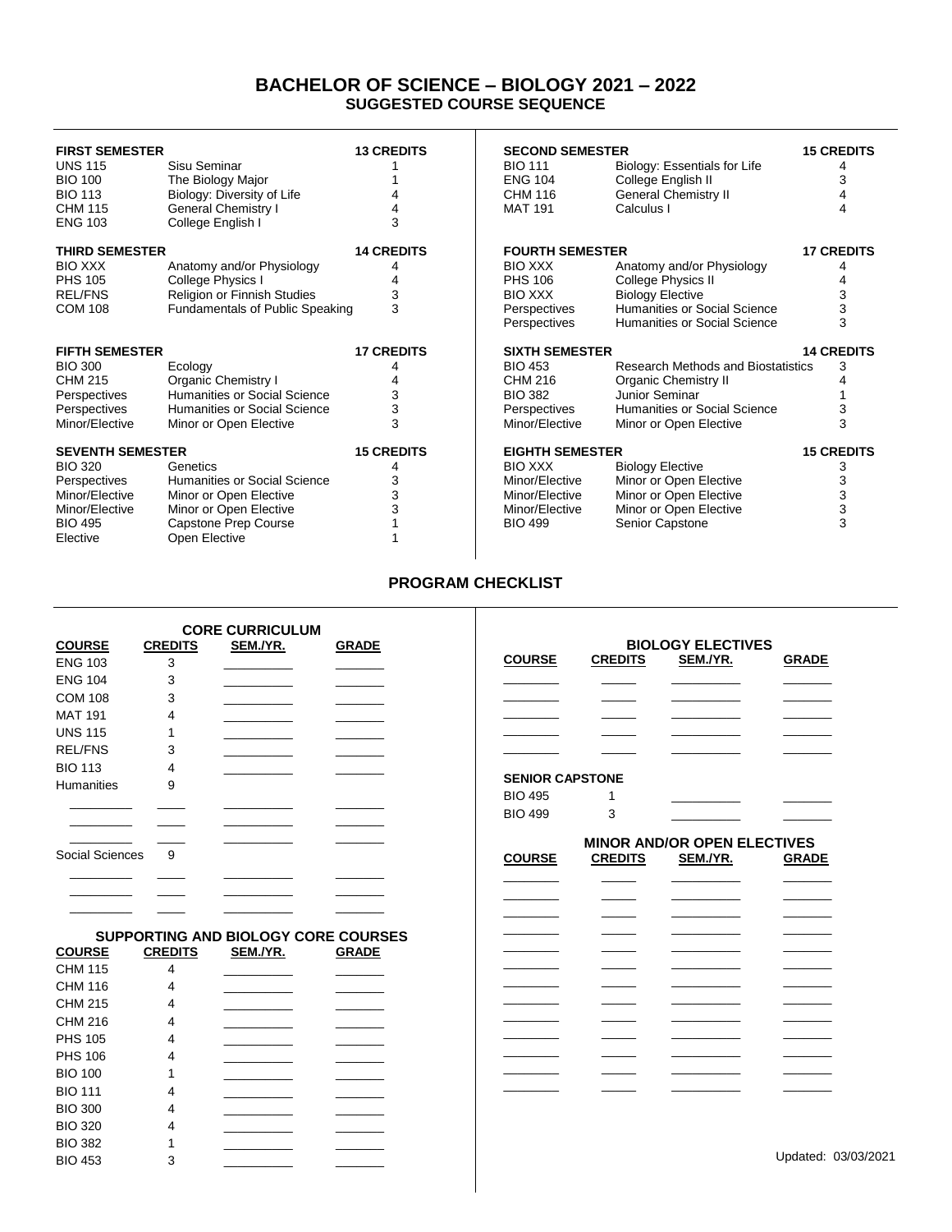# BACHELOR OF SCIENCE – BIOLOGY 2021 – 2022

## SUGGESTED COURSE SEQUENCE

| FIRST SEMESTER | | 13 CREDITS |
|---|---|---|
| UNS 115 | Sisu Seminar | 1 |
| BIO 100 | The Biology Major | 1 |
| BIO 113 | Biology: Diversity of Life | 4 |
| CHM 115 | General Chemistry I | 4 |
| ENG 103 | College English I | 3 |

| SECOND SEMESTER | | 15 CREDITS |
|---|---|---|
| BIO 111 | Biology: Essentials for Life | 4 |
| ENG 104 | College English II | 3 |
| CHM 116 | General Chemistry II | 4 |
| MAT 191 | Calculus I | 4 |

| THIRD SEMESTER | | 14 CREDITS |
|---|---|---|
| BIO XXX | Anatomy and/or Physiology | 4 |
| PHS 105 | College Physics I | 4 |
| REL/FNS | Religion or Finnish Studies | 3 |
| COM 108 | Fundamentals of Public Speaking | 3 |

| FOURTH SEMESTER | | 17 CREDITS |
|---|---|---|
| BIO XXX | Anatomy and/or Physiology | 4 |
| PHS 106 | College Physics II | 4 |
| BIO XXX | Biology Elective | 3 |
| Perspectives | Humanities or Social Science | 3 |
| Perspectives | Humanities or Social Science | 3 |

| FIFTH SEMESTER | | 17 CREDITS |
|---|---|---|
| BIO 300 | Ecology | 4 |
| CHM 215 | Organic Chemistry I | 4 |
| Perspectives | Humanities or Social Science | 3 |
| Perspectives | Humanities or Social Science | 3 |
| Minor/Elective | Minor or Open Elective | 3 |

| SIXTH SEMESTER | | 14 CREDITS |
|---|---|---|
| BIO 453 | Research Methods and Biostatistics | 3 |
| CHM 216 | Organic Chemistry II | 4 |
| BIO 382 | Junior Seminar | 1 |
| Perspectives | Humanities or Social Science | 3 |
| Minor/Elective | Minor or Open Elective | 3 |

| SEVENTH SEMESTER | | 15 CREDITS |
|---|---|---|
| BIO 320 | Genetics | 4 |
| Perspectives | Humanities or Social Science | 3 |
| Minor/Elective | Minor or Open Elective | 3 |
| Minor/Elective | Minor or Open Elective | 3 |
| BIO 495 | Capstone Prep Course | 1 |
| Elective | Open Elective | 1 |

| EIGHTH SEMESTER | | 15 CREDITS |
|---|---|---|
| BIO XXX | Biology Elective | 3 |
| Minor/Elective | Minor or Open Elective | 3 |
| Minor/Elective | Minor or Open Elective | 3 |
| Minor/Elective | Minor or Open Elective | 3 |
| BIO 499 | Senior Capstone | 3 |

## PROGRAM CHECKLIST

### CORE CURRICULUM

| COURSE | CREDITS | SEM./YR. | GRADE |
|---|---|---|---|
| ENG 103 | 3 | | |
| ENG 104 | 3 | | |
| COM 108 | 3 | | |
| MAT 191 | 4 | | |
| UNS 115 | 1 | | |
| REL/FNS | 3 | | |
| BIO 113 | 4 | | |
| Humanities | 9 | | |
| | | | |
| | | | |
| | | | |
| Social Sciences | 9 | | |
| | | | |
| | | | |
| | | | |

### SUPPORTING AND BIOLOGY CORE COURSES

| COURSE | CREDITS | SEM./YR. | GRADE |
|---|---|---|---|
| CHM 115 | 4 | | |
| CHM 116 | 4 | | |
| CHM 215 | 4 | | |
| CHM 216 | 4 | | |
| PHS 105 | 4 | | |
| PHS 106 | 4 | | |
| BIO 100 | 1 | | |
| BIO 111 | 4 | | |
| BIO 300 | 4 | | |
| BIO 320 | 4 | | |
| BIO 382 | 1 | | |
| BIO 453 | 3 | | |

### BIOLOGY ELECTIVES

| COURSE | CREDITS | SEM./YR. | GRADE |
|---|---|---|---|
| | | | |
| | | | |
| | | | |
| | | | |
| | | | |

### SENIOR CAPSTONE

| COURSE | CREDITS | SEM./YR. | GRADE |
|---|---|---|---|
| BIO 495 | 1 | | |
| BIO 499 | 3 | | |

### MINOR AND/OR OPEN ELECTIVES

| COURSE | CREDITS | SEM./YR. | GRADE |
|---|---|---|---|
| | | | |
| | | | |
| | | | |
| | | | |
| | | | |
| | | | |
| | | | |
| | | | |
| | | | |
| | | | |
| | | | |
| | | | |
| | | | |

Updated: 03/03/2021